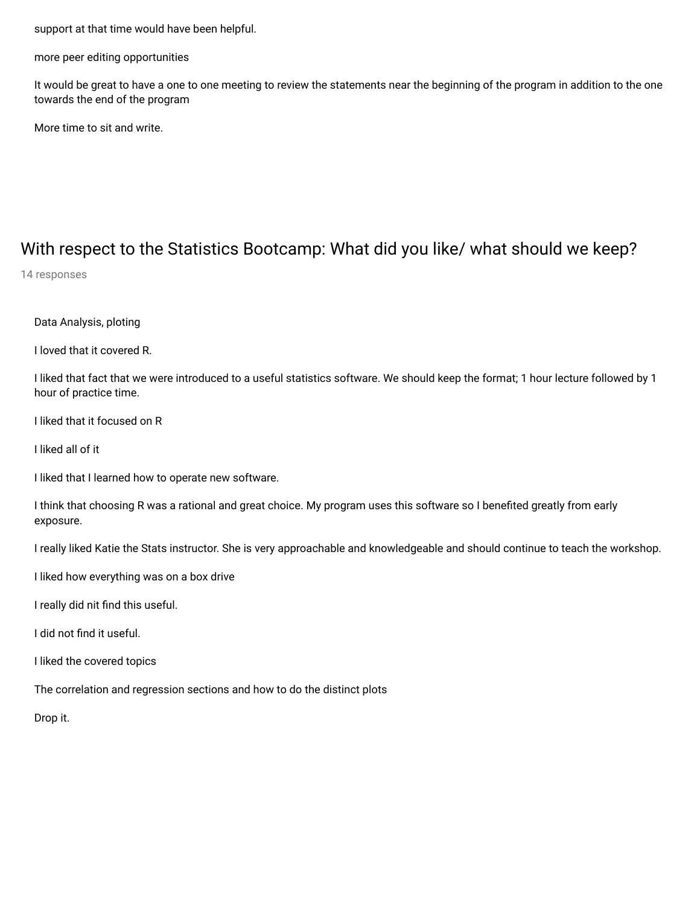support at that time would have been helpful.

more peer editing opportunities

It would be great to have a one to one meeting to review the statements near the beginning of the program in addition to the one towards the end of the program

More time to sit and write.

## With respect to the Statistics Bootcamp: What did you like/ what should we keep?

14 responses

Data Analysis, ploting

I loved that it covered R.

I liked that fact that we were introduced to a useful statistics software. We should keep the format; 1 hour lecture followed by 1 hour of practice time.

I liked that it focused on R

I liked all of it

I liked that I learned how to operate new software.

I think that choosing R was a rational and great choice. My program uses this software so I benefited greatly from early exposure.

I really liked Katie the Stats instructor. She is very approachable and knowledgeable and should continue to teach the workshop.

I liked how everything was on a box drive

I really did nit find this useful.

I did not find it useful.

I liked the covered topics

The correlation and regression sections and how to do the distinct plots

Drop it.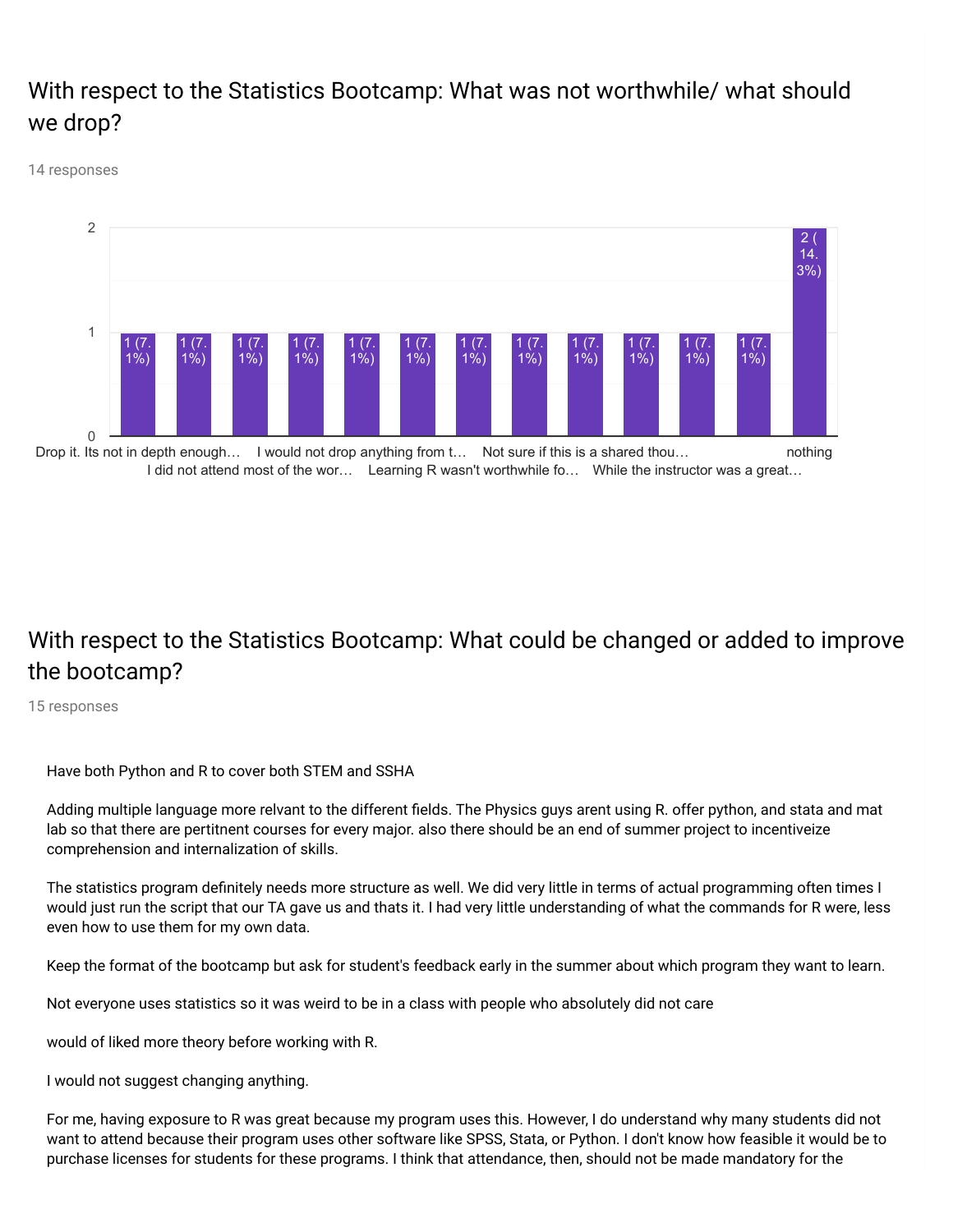## With respect to the Statistics Bootcamp: What was not worthwhile/ what should we drop?

14 responses

| Response | Count |
|---|---|
| Drop it. Its not in depth enough… | 1 (7.1%) |
| I did not attend most of the wor… | 1 (7.1%) |
| I would not drop anything from t… | 1 (7.1%) |
| Learning R wasn't worthwhile fo… | 1 (7.1%) |
| Not sure if this is a shared thou… | 1 (7.1%) |
| While the instructor was a great… | 1 (7.1%) |
| (unlabeled) | 1 (7.1%) |
| (unlabeled) | 1 (7.1%) |
| (unlabeled) | 1 (7.1%) |
| (unlabeled) | 1 (7.1%) |
| (unlabeled) | 1 (7.1%) |
| (unlabeled) | 1 (7.1%) |
| nothing | 2 (14.3%) |

## With respect to the Statistics Bootcamp: What could be changed or added to improve the bootcamp?

15 responses

Have both Python and R to cover both STEM and SSHA

Adding multiple language more relvant to the different fields. The Physics guys arent using R. offer python, and stata and mat lab so that there are pertitnent courses for every major. also there should be an end of summer project to incentiveize comprehension and internalization of skills.

The statistics program definitely needs more structure as well. We did very little in terms of actual programming often times I would just run the script that our TA gave us and thats it. I had very little understanding of what the commands for R were, less even how to use them for my own data.

Keep the format of the bootcamp but ask for student's feedback early in the summer about which program they want to learn.

Not everyone uses statistics so it was weird to be in a class with people who absolutely did not care

would of liked more theory before working with R.

I would not suggest changing anything.

For me, having exposure to R was great because my program uses this. However, I do understand why many students did not want to attend because their program uses other software like SPSS, Stata, or Python. I don't know how feasible it would be to purchase licenses for students for these programs. I think that attendance, then, should not be made mandatory for the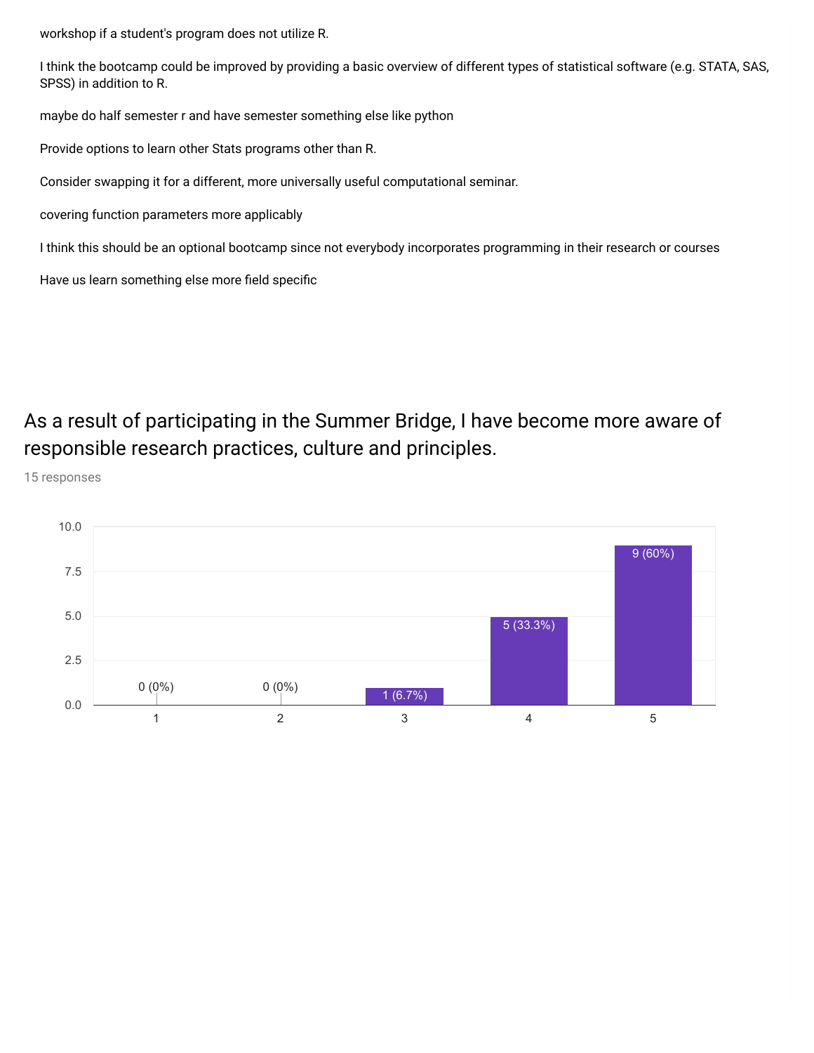workshop if a student's program does not utilize R.

I think the bootcamp could be improved by providing a basic overview of different types of statistical software (e.g. STATA, SAS, SPSS) in addition to R.

maybe do half semester r and have semester something else like python

Provide options to learn other Stats programs other than R.

Consider swapping it for a different, more universally useful computational seminar.

covering function parameters more applicably

I think this should be an optional bootcamp since not everybody incorporates programming in their research or courses

Have us learn something else more field specific

## As a result of participating in the Summer Bridge, I have become more aware of responsible research practices, culture and principles.

15 responses

10.0
7.5
5.0
2.5
0.0

1
0 (0%)

2
0 (0%)

3
1 (6.7%)

4
5 (33.3%)

5
9 (60%)